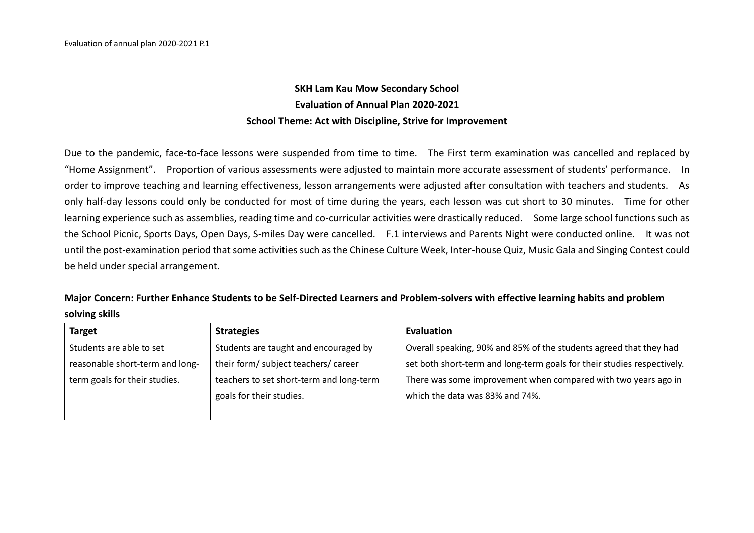# SKH Lam Kau Mow Secondary School

## Evaluation of Annual Plan 2020-2021

### School Theme: Act with Discipline, Strive for Improvement

Due to the pandemic, face-to-face lessons were suspended from time to time. The First term examination was cancelled and replaced by "Home Assignment". Proportion of various assessments were adjusted to maintain more accurate assessment of students' performance. In order to improve teaching and learning effectiveness, lesson arrangements were adjusted after consultation with teachers and students. As only half-day lessons could only be conducted for most of time during the years, each lesson was cut short to 30 minutes. Time for other learning experience such as assemblies, reading time and co-curricular activities were drastically reduced. Some large school functions such as the School Picnic, Sports Days, Open Days, S-miles Day were cancelled. F.1 interviews and Parents Night were conducted online. It was not until the post-examination period that some activities such as the Chinese Culture Week, Inter-house Quiz, Music Gala and Singing Contest could be held under special arrangement.

**Major Concern: Further Enhance Students to be Self-Directed Learners and Problem-solvers with effective learning habits and problem solving skills**

| Target | Strategies | Evaluation |
|---|---|---|
| Students are able to set reasonable short-term and long-term goals for their studies. | Students are taught and encouraged by their form/ subject teachers/ career teachers to set short-term and long-term goals for their studies. | Overall speaking, 90% and 85% of the students agreed that they had set both short-term and long-term goals for their studies respectively. There was some improvement when compared with two years ago in which the data was 83% and 74%. |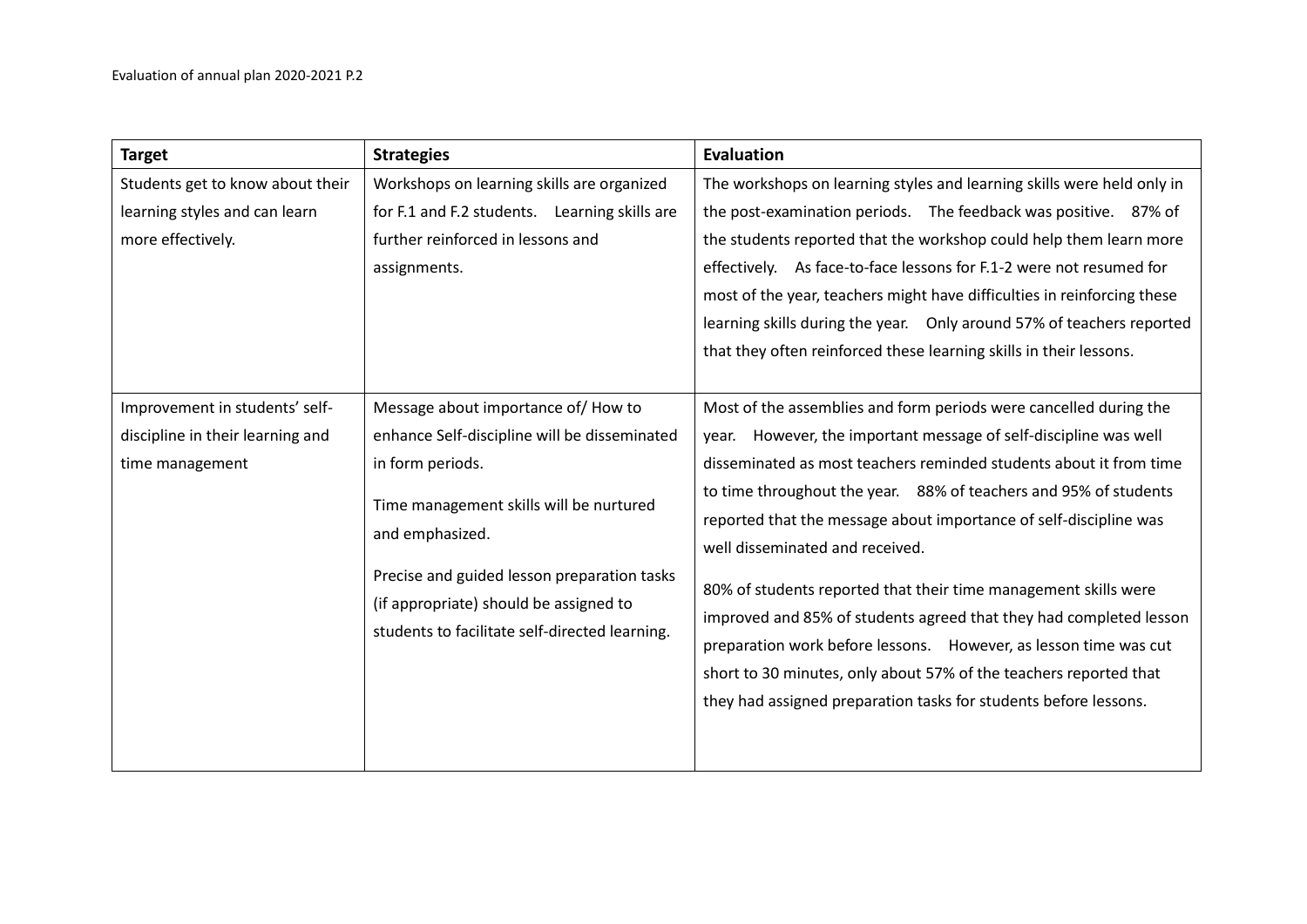| Target | Strategies | Evaluation |
|---|---|---|
| Students get to know about their learning styles and can learn more effectively. | Workshops on learning skills are organized for F.1 and F.2 students. Learning skills are further reinforced in lessons and assignments. | The workshops on learning styles and learning skills were held only in the post-examination periods. The feedback was positive. 87% of the students reported that the workshop could help them learn more effectively. As face-to-face lessons for F.1-2 were not resumed for most of the year, teachers might have difficulties in reinforcing these learning skills during the year. Only around 57% of teachers reported that they often reinforced these learning skills in their lessons. |
| Improvement in students' self-discipline in their learning and time management | Message about importance of/ How to enhance Self-discipline will be disseminated in form periods.<br><br>Time management skills will be nurtured and emphasized.<br><br>Precise and guided lesson preparation tasks (if appropriate) should be assigned to students to facilitate self-directed learning. | Most of the assemblies and form periods were cancelled during the year. However, the important message of self-discipline was well disseminated as most teachers reminded students about it from time to time throughout the year. 88% of teachers and 95% of students reported that the message about importance of self-discipline was well disseminated and received.<br><br>80% of students reported that their time management skills were improved and 85% of students agreed that they had completed lesson preparation work before lessons. However, as lesson time was cut short to 30 minutes, only about 57% of the teachers reported that they had assigned preparation tasks for students before lessons. |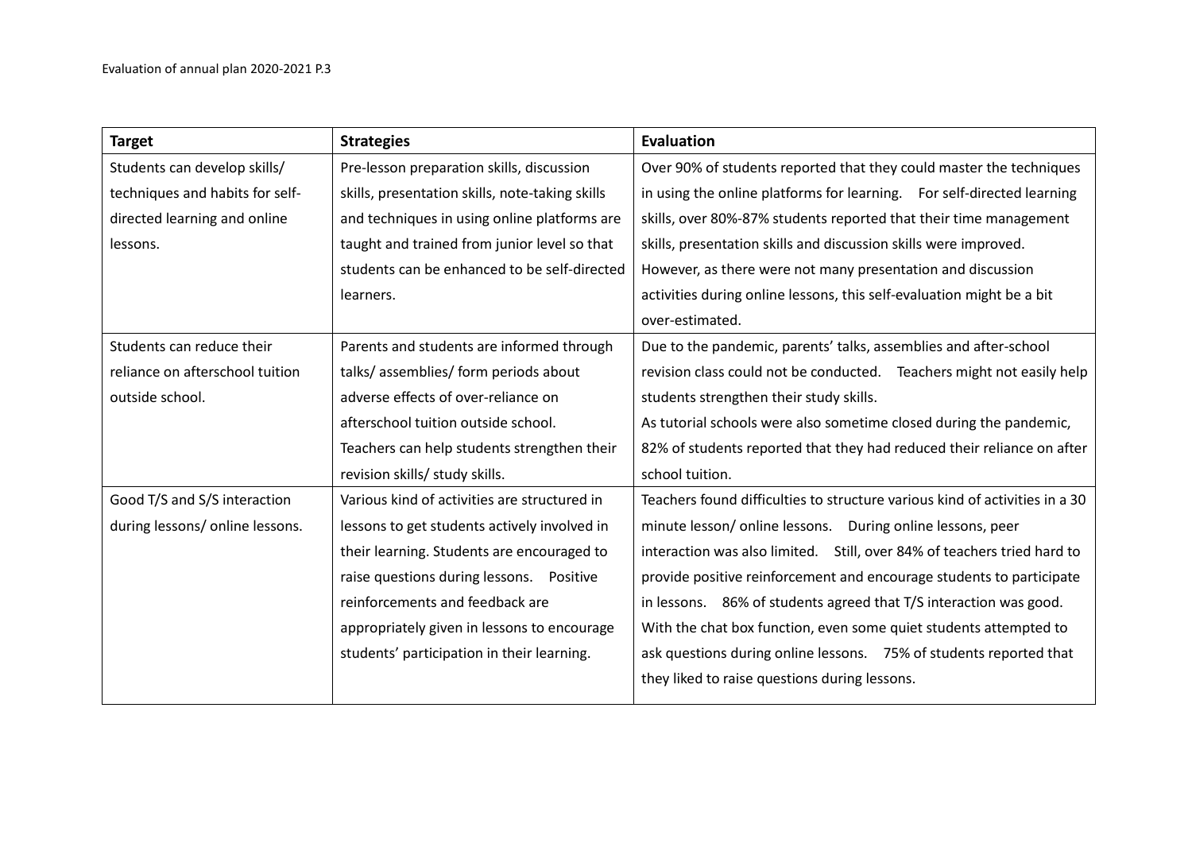Evaluation of annual plan 2020-2021 P.3

| Target | Strategies | Evaluation |
|---|---|---|
| Students can develop skills/ techniques and habits for self-directed learning and online lessons. | Pre-lesson preparation skills, discussion skills, presentation skills, note-taking skills and techniques in using online platforms are taught and trained from junior level so that students can be enhanced to be self-directed learners. | Over 90% of students reported that they could master the techniques in using the online platforms for learning. For self-directed learning skills, over 80%-87% students reported that their time management skills, presentation skills and discussion skills were improved. However, as there were not many presentation and discussion activities during online lessons, this self-evaluation might be a bit over-estimated. |
| Students can reduce their reliance on afterschool tuition outside school. | Parents and students are informed through talks/ assemblies/ form periods about adverse effects of over-reliance on afterschool tuition outside school. Teachers can help students strengthen their revision skills/ study skills. | Due to the pandemic, parents' talks, assemblies and after-school revision class could not be conducted. Teachers might not easily help students strengthen their study skills. As tutorial schools were also sometime closed during the pandemic, 82% of students reported that they had reduced their reliance on after school tuition. |
| Good T/S and S/S interaction during lessons/ online lessons. | Various kind of activities are structured in lessons to get students actively involved in their learning. Students are encouraged to raise questions during lessons. Positive reinforcements and feedback are appropriately given in lessons to encourage students' participation in their learning. | Teachers found difficulties to structure various kind of activities in a 30 minute lesson/ online lessons. During online lessons, peer interaction was also limited. Still, over 84% of teachers tried hard to provide positive reinforcement and encourage students to participate in lessons. 86% of students agreed that T/S interaction was good. With the chat box function, even some quiet students attempted to ask questions during online lessons. 75% of students reported that they liked to raise questions during lessons. |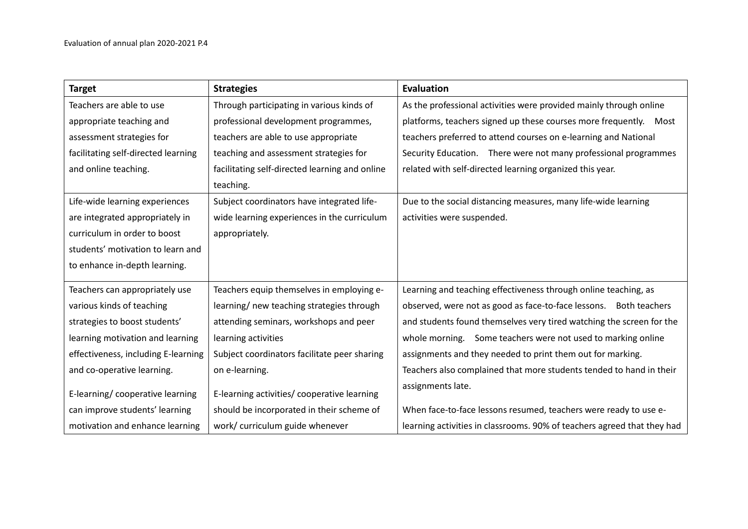| Target | Strategies | Evaluation |
|---|---|---|
| Teachers are able to use appropriate teaching and assessment strategies for facilitating self-directed learning and online teaching. | Through participating in various kinds of professional development programmes, teachers are able to use appropriate teaching and assessment strategies for facilitating self-directed learning and online teaching. | As the professional activities were provided mainly through online platforms, teachers signed up these courses more frequently. Most teachers preferred to attend courses on e-learning and National Security Education. There were not many professional programmes related with self-directed learning organized this year. |
| Life-wide learning experiences are integrated appropriately in curriculum in order to boost students' motivation to learn and to enhance in-depth learning. | Subject coordinators have integrated life-wide learning experiences in the curriculum appropriately. | Due to the social distancing measures, many life-wide learning activities were suspended. |
| Teachers can appropriately use various kinds of teaching strategies to boost students' learning motivation and learning effectiveness, including E-learning and co-operative learning.<br><br>E-learning/ cooperative learning can improve students' learning motivation and enhance learning | Teachers equip themselves in employing e-learning/ new teaching strategies through attending seminars, workshops and peer learning activities<br>Subject coordinators facilitate peer sharing on e-learning.<br><br>E-learning activities/ cooperative learning should be incorporated in their scheme of work/ curriculum guide whenever | Learning and teaching effectiveness through online teaching, as observed, were not as good as face-to-face lessons. Both teachers and students found themselves very tired watching the screen for the whole morning. Some teachers were not used to marking online assignments and they needed to print them out for marking. Teachers also complained that more students tended to hand in their assignments late.<br><br>When face-to-face lessons resumed, teachers were ready to use e-learning activities in classrooms. 90% of teachers agreed that they had |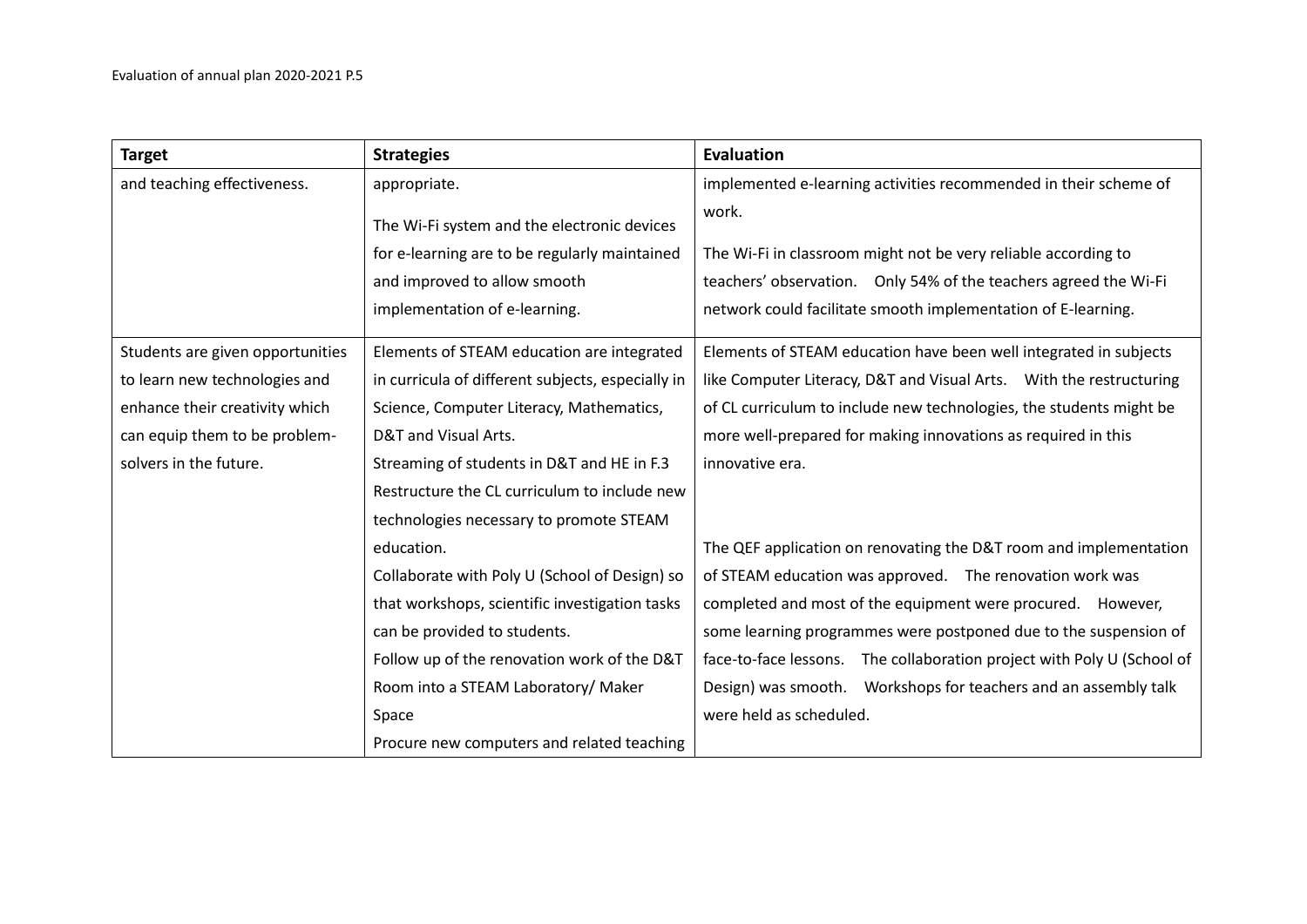| Target | Strategies | Evaluation |
|---|---|---|
| and teaching effectiveness. | appropriate.<br><br>The Wi-Fi system and the electronic devices for e-learning are to be regularly maintained and improved to allow smooth implementation of e-learning. | implemented e-learning activities recommended in their scheme of work.<br><br>The Wi-Fi in classroom might not be very reliable according to teachers' observation. Only 54% of the teachers agreed the Wi-Fi network could facilitate smooth implementation of E-learning. |
| Students are given opportunities to learn new technologies and enhance their creativity which can equip them to be problem-solvers in the future. | Elements of STEAM education are integrated in curricula of different subjects, especially in Science, Computer Literacy, Mathematics, D&T and Visual Arts.<br>Streaming of students in D&T and HE in F.3<br>Restructure the CL curriculum to include new technologies necessary to promote STEAM education.<br>Collaborate with Poly U (School of Design) so that workshops, scientific investigation tasks can be provided to students.<br>Follow up of the renovation work of the D&T Room into a STEAM Laboratory/ Maker Space<br>Procure new computers and related teaching | Elements of STEAM education have been well integrated in subjects like Computer Literacy, D&T and Visual Arts. With the restructuring of CL curriculum to include new technologies, the students might be more well-prepared for making innovations as required in this innovative era.<br><br>The QEF application on renovating the D&T room and implementation of STEAM education was approved. The renovation work was completed and most of the equipment were procured. However, some learning programmes were postponed due to the suspension of face-to-face lessons. The collaboration project with Poly U (School of Design) was smooth. Workshops for teachers and an assembly talk were held as scheduled. |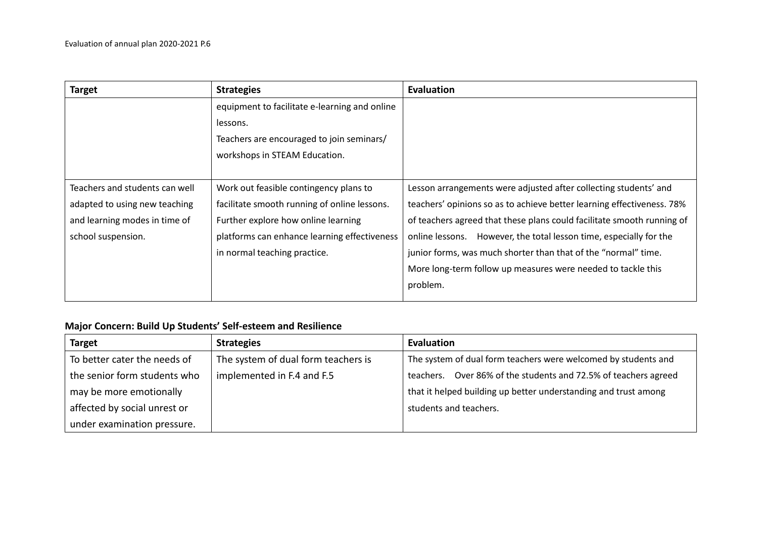| Target | Strategies | Evaluation |
|---|---|---|
| | equipment to facilitate e-learning and online lessons.<br>Teachers are encouraged to join seminars/ workshops in STEAM Education. | |
| Teachers and students can well adapted to using new teaching and learning modes in time of school suspension. | Work out feasible contingency plans to facilitate smooth running of online lessons.<br>Further explore how online learning platforms can enhance learning effectiveness in normal teaching practice. | Lesson arrangements were adjusted after collecting students' and teachers' opinions so as to achieve better learning effectiveness. 78% of teachers agreed that these plans could facilitate smooth running of online lessons. However, the total lesson time, especially for the junior forms, was much shorter than that of the "normal" time. More long-term follow up measures were needed to tackle this problem. |

**Major Concern: Build Up Students' Self-esteem and Resilience**

| Target | Strategies | Evaluation |
|---|---|---|
| To better cater the needs of the senior form students who may be more emotionally affected by social unrest or under examination pressure. | The system of dual form teachers is implemented in F.4 and F.5 | The system of dual form teachers were welcomed by students and teachers. Over 86% of the students and 72.5% of teachers agreed that it helped building up better understanding and trust among students and teachers. |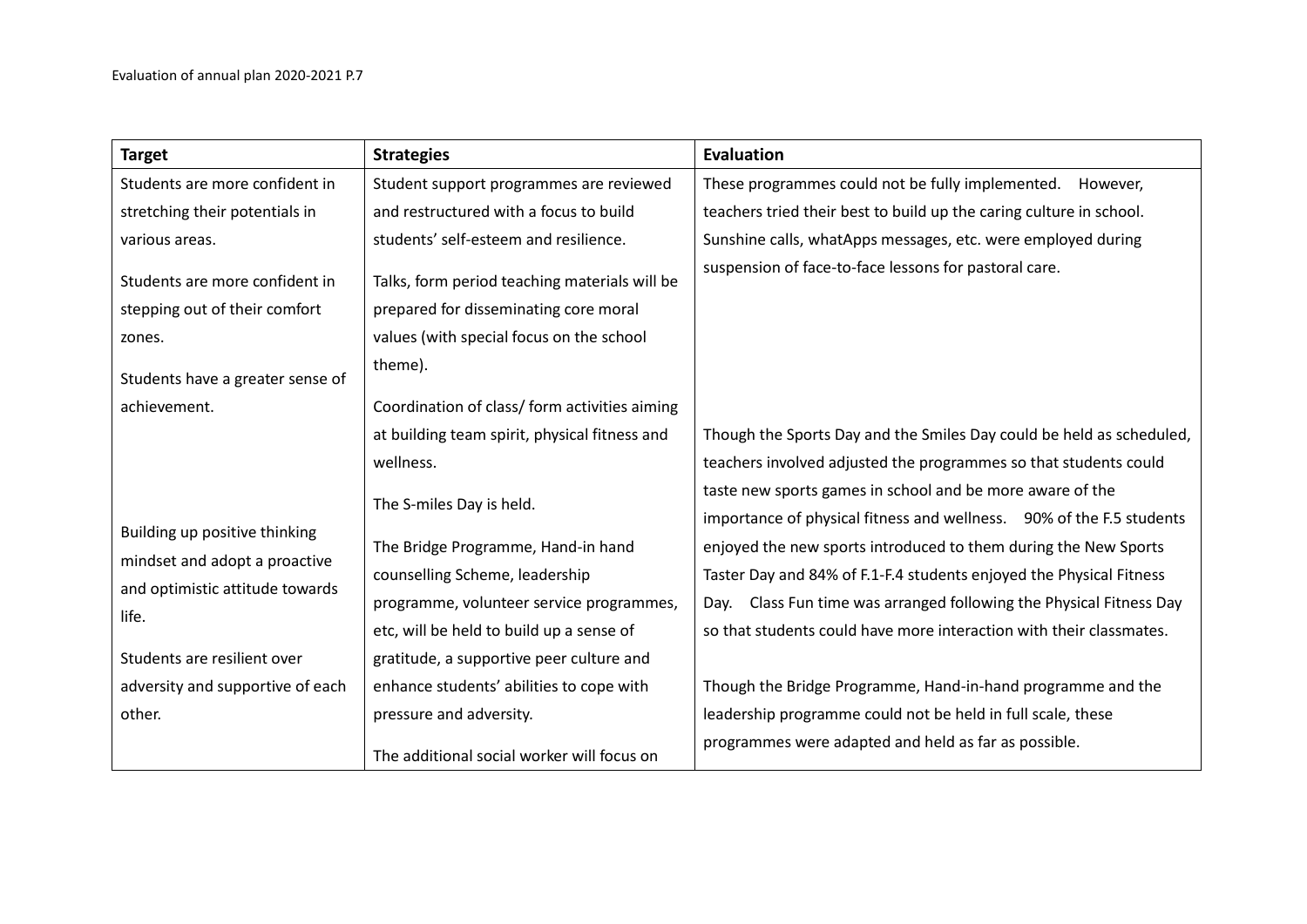| Target | Strategies | Evaluation |
|---|---|---|
| Students are more confident in stretching their potentials in various areas.<br><br>Students are more confident in stepping out of their comfort zones.<br><br>Students have a greater sense of achievement.<br><br>Building up positive thinking mindset and adopt a proactive and optimistic attitude towards life.<br><br>Students are resilient over adversity and supportive of each other. | Student support programmes are reviewed and restructured with a focus to build students' self-esteem and resilience.<br><br>Talks, form period teaching materials will be prepared for disseminating core moral values (with special focus on the school theme).<br><br>Coordination of class/ form activities aiming at building team spirit, physical fitness and wellness.<br><br>The S-miles Day is held.<br><br>The Bridge Programme, Hand-in hand counselling Scheme, leadership programme, volunteer service programmes, etc, will be held to build up a sense of gratitude, a supportive peer culture and enhance students' abilities to cope with pressure and adversity.<br><br>The additional social worker will focus on | These programmes could not be fully implemented. However, teachers tried their best to build up the caring culture in school. Sunshine calls, whatApps messages, etc. were employed during suspension of face-to-face lessons for pastoral care.<br><br>Though the Sports Day and the Smiles Day could be held as scheduled, teachers involved adjusted the programmes so that students could taste new sports games in school and be more aware of the importance of physical fitness and wellness. 90% of the F.5 students enjoyed the new sports introduced to them during the New Sports Taster Day and 84% of F.1-F.4 students enjoyed the Physical Fitness Day. Class Fun time was arranged following the Physical Fitness Day so that students could have more interaction with their classmates.<br><br>Though the Bridge Programme, Hand-in-hand programme and the leadership programme could not be held in full scale, these programmes were adapted and held as far as possible. |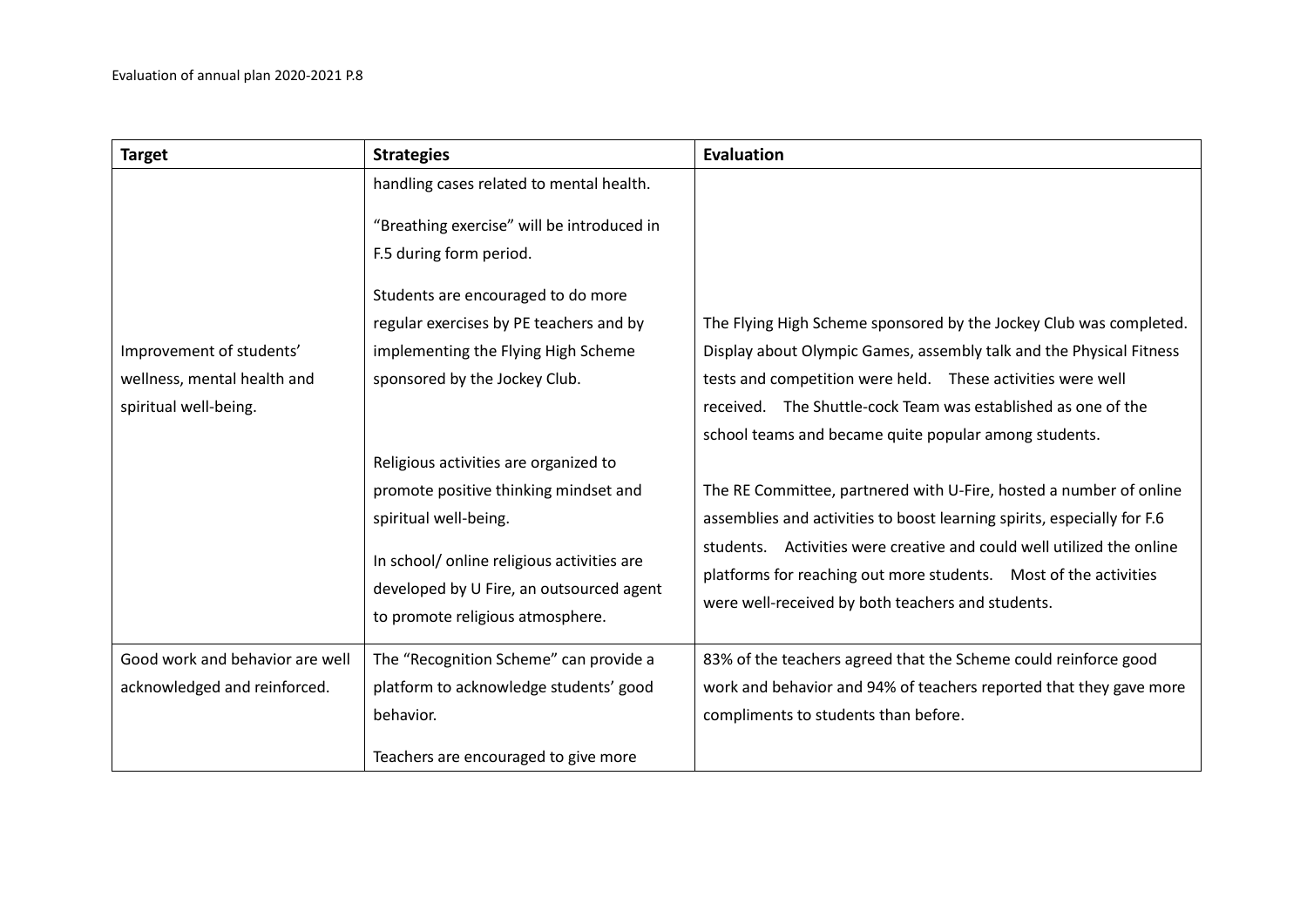| Target | Strategies | Evaluation |
|---|---|---|
| Improvement of students' wellness, mental health and spiritual well-being. | handling cases related to mental health.<br><br>"Breathing exercise" will be introduced in F.5 during form period.<br><br>Students are encouraged to do more regular exercises by PE teachers and by implementing the Flying High Scheme sponsored by the Jockey Club.<br><br>Religious activities are organized to promote positive thinking mindset and spiritual well-being.<br><br>In school/ online religious activities are developed by U Fire, an outsourced agent to promote religious atmosphere. | The Flying High Scheme sponsored by the Jockey Club was completed. Display about Olympic Games, assembly talk and the Physical Fitness tests and competition were held. These activities were well received. The Shuttle-cock Team was established as one of the school teams and became quite popular among students.<br><br>The RE Committee, partnered with U-Fire, hosted a number of online assemblies and activities to boost learning spirits, especially for F.6 students. Activities were creative and could well utilized the online platforms for reaching out more students. Most of the activities were well-received by both teachers and students. |
| Good work and behavior are well acknowledged and reinforced. | The "Recognition Scheme" can provide a platform to acknowledge students' good behavior.<br><br>Teachers are encouraged to give more | 83% of the teachers agreed that the Scheme could reinforce good work and behavior and 94% of teachers reported that they gave more compliments to students than before. |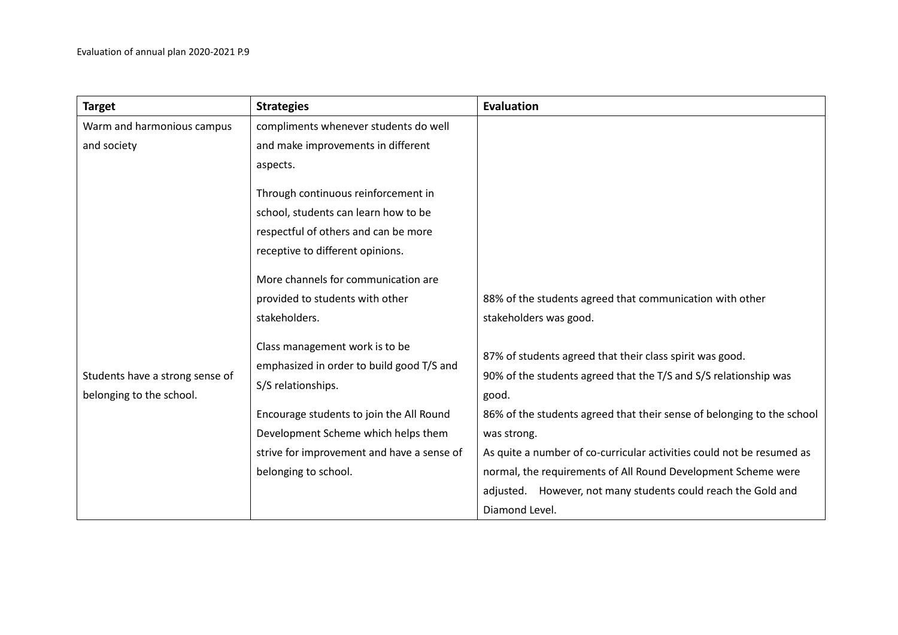| Target | Strategies | Evaluation |
|---|---|---|
| Warm and harmonious campus and society | compliments whenever students do well and make improvements in different aspects.<br><br>Through continuous reinforcement in school, students can learn how to be respectful of others and can be more receptive to different opinions.<br><br>More channels for communication are provided to students with other stakeholders. | 88% of the students agreed that communication with other stakeholders was good. |
| Students have a strong sense of belonging to the school. | Class management work is to be emphasized in order to build good T/S and S/S relationships.<br><br>Encourage students to join the All Round Development Scheme which helps them strive for improvement and have a sense of belonging to school. | 87% of students agreed that their class spirit was good.<br>90% of the students agreed that the T/S and S/S relationship was good.<br>86% of the students agreed that their sense of belonging to the school was strong.<br>As quite a number of co-curricular activities could not be resumed as normal, the requirements of All Round Development Scheme were adjusted. However, not many students could reach the Gold and Diamond Level. |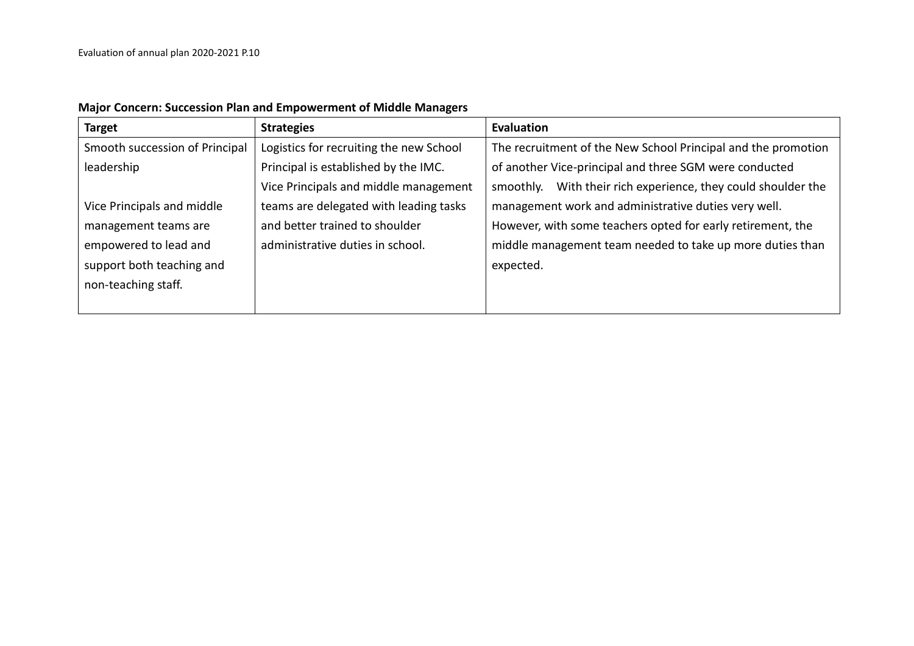**Major Concern: Succession Plan and Empowerment of Middle Managers**

| Target | Strategies | Evaluation |
|---|---|---|
| Smooth succession of Principal leadership<br><br>Vice Principals and middle management teams are empowered to lead and support both teaching and non-teaching staff. | Logistics for recruiting the new School Principal is established by the IMC.<br>Vice Principals and middle management teams are delegated with leading tasks and better trained to shoulder administrative duties in school. | The recruitment of the New School Principal and the promotion of another Vice-principal and three SGM were conducted smoothly. With their rich experience, they could shoulder the management work and administrative duties very well. However, with some teachers opted for early retirement, the middle management team needed to take up more duties than expected. |